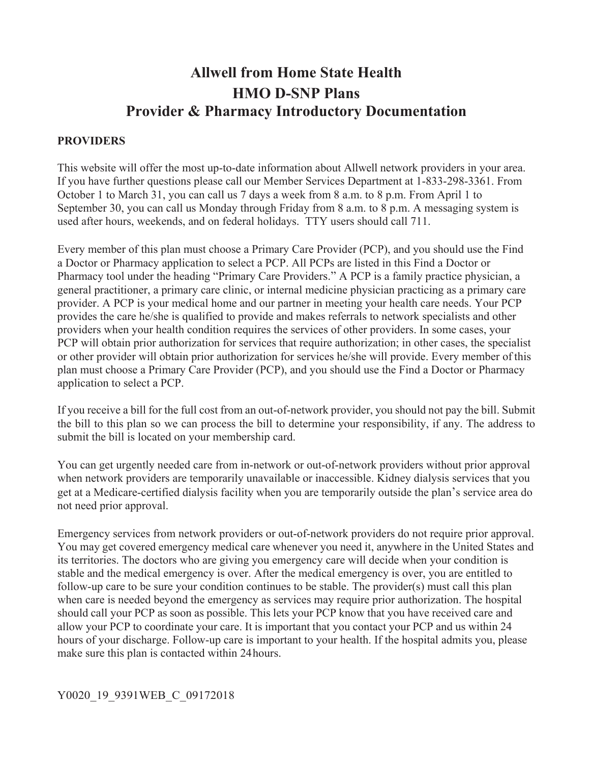# Allwell from Home State Health
# HMO D-SNP Plans
# Provider & Pharmacy Introductory Documentation

**PROVIDERS**

This website will offer the most up-to-date information about Allwell network providers in your area. If you have further questions please call our Member Services Department at 1-833-298-3361. From October 1 to March 31, you can call us 7 days a week from 8 a.m. to 8 p.m. From April 1 to September 30, you can call us Monday through Friday from 8 a.m. to 8 p.m. A messaging system is used after hours, weekends, and on federal holidays. TTY users should call 711.

Every member of this plan must choose a Primary Care Provider (PCP), and you should use the Find a Doctor or Pharmacy application to select a PCP. All PCPs are listed in this Find a Doctor or Pharmacy tool under the heading "Primary Care Providers." A PCP is a family practice physician, a general practitioner, a primary care clinic, or internal medicine physician practicing as a primary care provider. A PCP is your medical home and our partner in meeting your health care needs. Your PCP provides the care he/she is qualified to provide and makes referrals to network specialists and other providers when your health condition requires the services of other providers. In some cases, your PCP will obtain prior authorization for services that require authorization; in other cases, the specialist or other provider will obtain prior authorization for services he/she will provide. Every member of this plan must choose a Primary Care Provider (PCP), and you should use the Find a Doctor or Pharmacy application to select a PCP.

If you receive a bill for the full cost from an out-of-network provider, you should not pay the bill. Submit the bill to this plan so we can process the bill to determine your responsibility, if any. The address to submit the bill is located on your membership card.

You can get urgently needed care from in-network or out-of-network providers without prior approval when network providers are temporarily unavailable or inaccessible. Kidney dialysis services that you get at a Medicare-certified dialysis facility when you are temporarily outside the plan's service area do not need prior approval.

Emergency services from network providers or out-of-network providers do not require prior approval. You may get covered emergency medical care whenever you need it, anywhere in the United States and its territories. The doctors who are giving you emergency care will decide when your condition is stable and the medical emergency is over. After the medical emergency is over, you are entitled to follow-up care to be sure your condition continues to be stable. The provider(s) must call this plan when care is needed beyond the emergency as services may require prior authorization. The hospital should call your PCP as soon as possible. This lets your PCP know that you have received care and allow your PCP to coordinate your care. It is important that you contact your PCP and us within 24 hours of your discharge. Follow-up care is important to your health. If the hospital admits you, please make sure this plan is contacted within 24 hours.

Y0020_19_9391WEB_C_09172018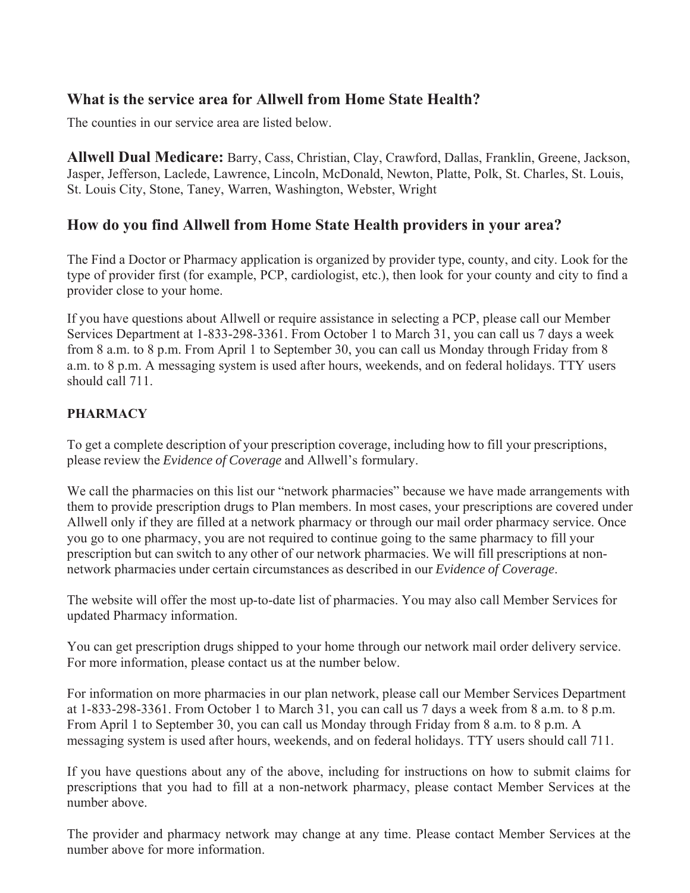## What is the service area for Allwell from Home State Health?

The counties in our service area are listed below.

**Allwell Dual Medicare:** Barry, Cass, Christian, Clay, Crawford, Dallas, Franklin, Greene, Jackson, Jasper, Jefferson, Laclede, Lawrence, Lincoln, McDonald, Newton, Platte, Polk, St. Charles, St. Louis, St. Louis City, Stone, Taney, Warren, Washington, Webster, Wright

## How do you find Allwell from Home State Health providers in your area?

The Find a Doctor or Pharmacy application is organized by provider type, county, and city. Look for the type of provider first (for example, PCP, cardiologist, etc.), then look for your county and city to find a provider close to your home.

If you have questions about Allwell or require assistance in selecting a PCP, please call our Member Services Department at 1-833-298-3361. From October 1 to March 31, you can call us 7 days a week from 8 a.m. to 8 p.m. From April 1 to September 30, you can call us Monday through Friday from 8 a.m. to 8 p.m. A messaging system is used after hours, weekends, and on federal holidays. TTY users should call 711.

### PHARMACY

To get a complete description of your prescription coverage, including how to fill your prescriptions, please review the *Evidence of Coverage* and Allwell's formulary.

We call the pharmacies on this list our "network pharmacies" because we have made arrangements with them to provide prescription drugs to Plan members. In most cases, your prescriptions are covered under Allwell only if they are filled at a network pharmacy or through our mail order pharmacy service. Once you go to one pharmacy, you are not required to continue going to the same pharmacy to fill your prescription but can switch to any other of our network pharmacies. We will fill prescriptions at non-network pharmacies under certain circumstances as described in our *Evidence of Coverage*.

The website will offer the most up-to-date list of pharmacies. You may also call Member Services for updated Pharmacy information.

You can get prescription drugs shipped to your home through our network mail order delivery service. For more information, please contact us at the number below.

For information on more pharmacies in our plan network, please call our Member Services Department at 1-833-298-3361. From October 1 to March 31, you can call us 7 days a week from 8 a.m. to 8 p.m. From April 1 to September 30, you can call us Monday through Friday from 8 a.m. to 8 p.m. A messaging system is used after hours, weekends, and on federal holidays. TTY users should call 711.

If you have questions about any of the above, including for instructions on how to submit claims for prescriptions that you had to fill at a non-network pharmacy, please contact Member Services at the number above.

The provider and pharmacy network may change at any time. Please contact Member Services at the number above for more information.